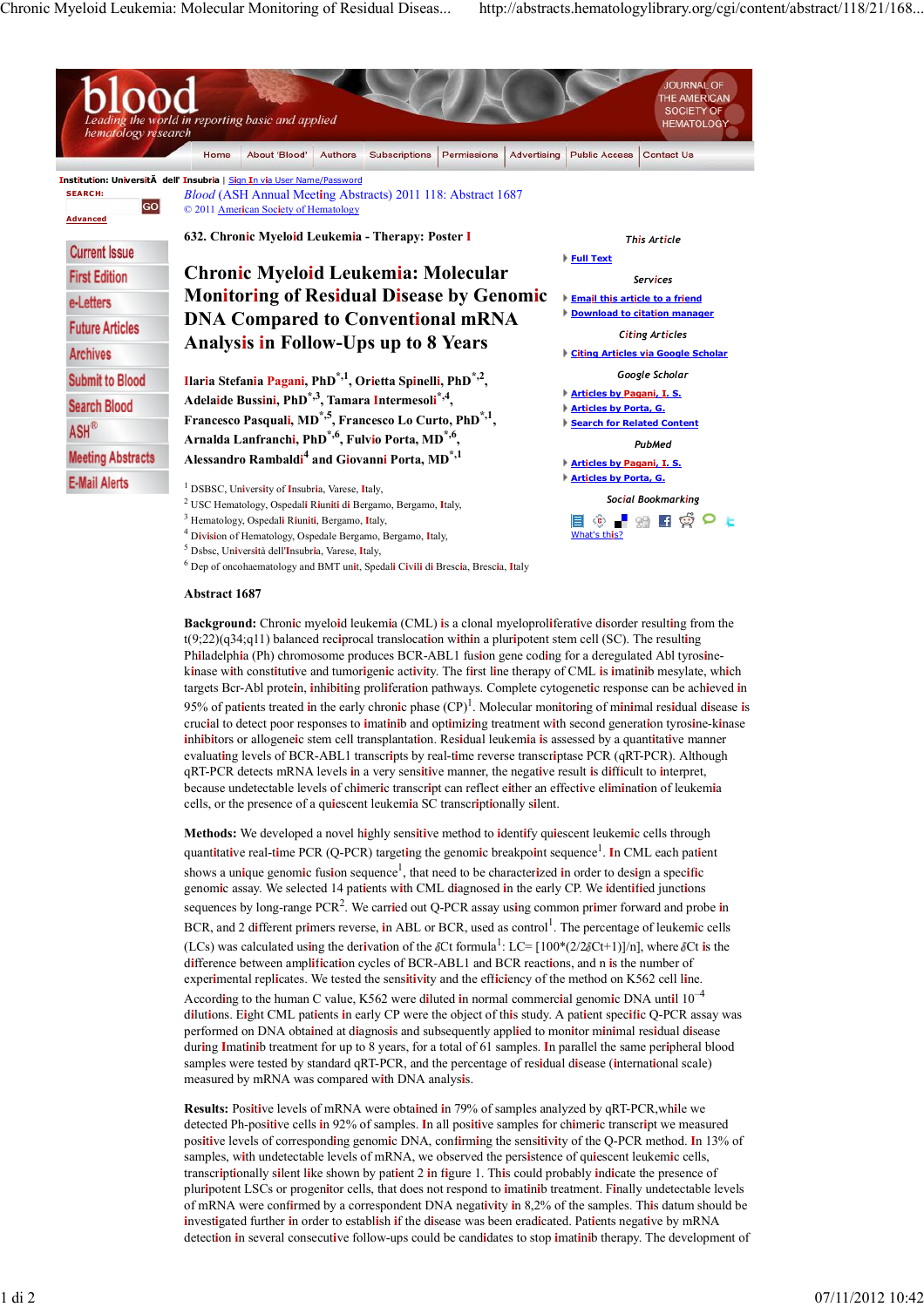*Blood* (ASH Annual Meeting Abstracts) 2011 118: Abstract 1687
© 2011 American Society of Hematology

**632. Chronic Myeloid Leukemia - Therapy: Poster I**

# Chronic Myeloid Leukemia: Molecular Monitoring of Residual Disease by Genomic DNA Compared to Conventional mRNA Analysis in Follow-Ups up to 8 Years

**Ilaria Stefania Pagani, PhD[*,1], Orietta Spinelli, PhD[*,2], Adelaide Bussini, PhD[*,3], Tamara Intermesoli[*,4], Francesco Pasquali, MD[*,5], Francesco Lo Curto, PhD[*,1], Arnalda Lanfranchi, PhD[*,6], Fulvio Porta, MD[*,6], Alessandro Rambaldi[4] and Giovanni Porta, MD[*,1]**

[1] DSBSC, University of Insubria, Varese, Italy,
[2] USC Hematology, Ospedali Riuniti di Bergamo, Bergamo, Italy,
[3] Hematology, Ospedali Riuniti, Bergamo, Italy,
[4] Division of Hematology, Ospedale Bergamo, Bergamo, Italy,
[5] Dsbsc, Università dell'Insubria, Varese, Italy,
[6] Dep of oncohaematology and BMT unit, Spedali Civili di Brescia, Brescia, Italy

## Abstract 1687

**Background:** Chronic myeloid leukemia (CML) is a clonal myeloproliferative disorder resulting from the t(9;22)(q34;q11) balanced reciprocal translocation within a pluripotent stem cell (SC). The resulting Philadelphia (Ph) chromosome produces BCR-ABL1 fusion gene coding for a deregulated Abl tyrosine-kinase with constitutive and tumorigenic activity. The first line therapy of CML is imatinib mesylate, which targets Bcr-Abl protein, inhibiting proliferation pathways. Complete cytogenetic response can be achieved in 95% of patients treated in the early chronic phase (CP)[1]. Molecular monitoring of minimal residual disease is crucial to detect poor responses to imatinib and optimizing treatment with second generation tyrosine-kinase inhibitors or allogeneic stem cell transplantation. Residual leukemia is assessed by a quantitative manner evaluating levels of BCR-ABL1 transcripts by real-time reverse transcriptase PCR (qRT-PCR). Although qRT-PCR detects mRNA levels in a very sensitive manner, the negative result is difficult to interpret, because undetectable levels of chimeric transcript can reflect either an effective elimination of leukemia cells, or the presence of a quiescent leukemia SC transcriptionally silent.

**Methods:** We developed a novel highly sensitive method to identify quiescent leukemic cells through quantitative real-time PCR (Q-PCR) targeting the genomic breakpoint sequence[1]. In CML each patient shows a unique genomic fusion sequence[1], that need to be characterized in order to design a specific genomic assay. We selected 14 patients with CML diagnosed in the early CP. We identified junctions sequences by long-range PCR[2]. We carried out Q-PCR assay using common primer forward and probe in BCR, and 2 different primers reverse, in ABL or BCR, used as control[1]. The percentage of leukemic cells (LCs) was calculated using the derivation of the $\delta$Ct formula[1]: LC= $[100*(2/2^{\delta Ct}+1)]/n$], where $\delta$Ct is the difference between amplification cycles of BCR-ABL1 and BCR reactions, and n is the number of experimental replicates. We tested the sensitivity and the efficiency of the method on K562 cell line. According to the human C value, K562 were diluted in normal commercial genomic DNA until $10^{-4}$ dilutions. Eight CML patients in early CP were the object of this study. A patient specific Q-PCR assay was performed on DNA obtained at diagnosis and subsequently applied to monitor minimal residual disease during Imatinib treatment for up to 8 years, for a total of 61 samples. In parallel the same peripheral blood samples were tested by standard qRT-PCR, and the percentage of residual disease (international scale) measured by mRNA was compared with DNA analysis.

**Results:** Positive levels of mRNA were obtained in 79% of samples analyzed by qRT-PCR,while we detected Ph-positive cells in 92% of samples. In all positive samples for chimeric transcript we measured positive levels of corresponding genomic DNA, confirming the sensitivity of the Q-PCR method. In 13% of samples, with undetectable levels of mRNA, we observed the persistence of quiescent leukemic cells, transcriptionally silent like shown by patient 2 in figure 1. This could probably indicate the presence of pluripotent LSCs or progenitor cells, that does not respond to imatinib treatment. Finally undetectable levels of mRNA were confirmed by a correspondent DNA negativity in 8,2% of the samples. This datum should be investigated further in order to establish if the disease was been eradicated. Patients negative by mRNA detection in several consecutive follow-ups could be candidates to stop imatinib therapy. The development of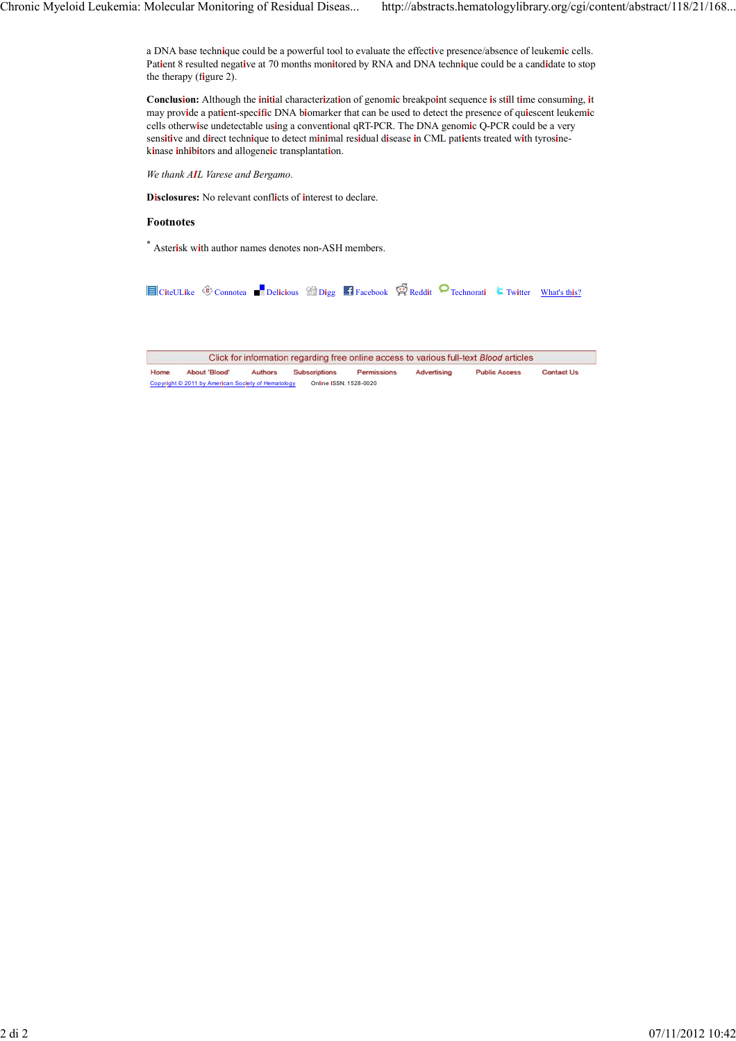a DNA base technique could be a powerful tool to evaluate the effective presence/absence of leukemic cells. Patient 8 resulted negative at 70 months monitored by RNA and DNA technique could be a candidate to stop the therapy (figure 2).

**Conclusion:** Although the initial characterization of genomic breakpoint sequence is still time consuming, it may provide a patient-specific DNA biomarker that can be used to detect the presence of quiescent leukemic cells otherwise undetectable using a conventional qRT-PCR. The DNA genomic Q-PCR could be a very sensitive and direct technique to detect minimal residual disease in CML patients treated with tyrosine-kinase inhibitors and allogeneic transplantation.

*We thank AIL Varese and Bergamo.*

**Disclosures:** No relevant conflicts of interest to declare.

### Footnotes

* Asterisk with author names denotes non-ASH members.

CiteULike Connotea Delicious Digg Facebook Reddit Technorati Twitter What's this?

Click for information regarding free online access to various full-text *Blood* articles

Home About 'Blood' Authors Subscriptions Permissions Advertising Public Access Contact Us

Copyright © 2011 by American Society of Hematology Online ISSN: 1528-0020